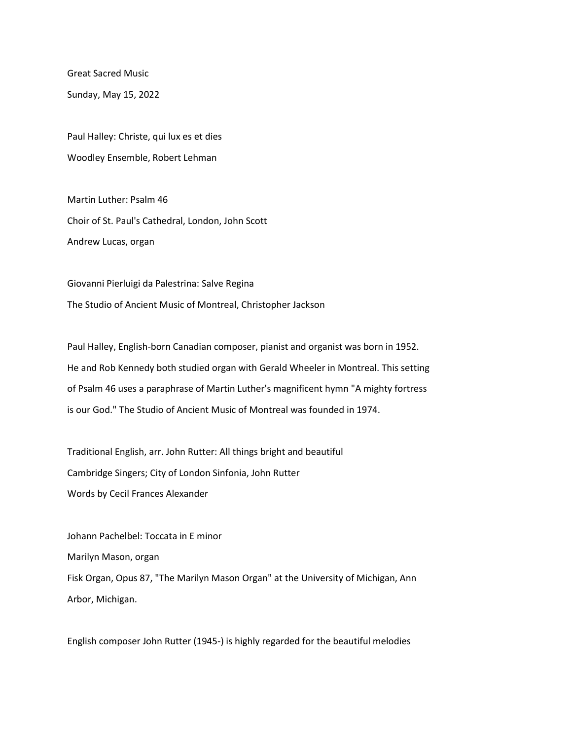Great Sacred Music

Sunday, May 15, 2022

Paul Halley: Christe, qui lux es et dies

Woodley Ensemble, Robert Lehman

Martin Luther: Psalm 46

Choir of St. Paul's Cathedral, London, John Scott

Andrew Lucas, organ

Giovanni Pierluigi da Palestrina: Salve Regina

The Studio of Ancient Music of Montreal, Christopher Jackson

Paul Halley, English-born Canadian composer, pianist and organist was born in 1952. He and Rob Kennedy both studied organ with Gerald Wheeler in Montreal. This setting of Psalm 46 uses a paraphrase of Martin Luther's magnificent hymn "A mighty fortress is our God." The Studio of Ancient Music of Montreal was founded in 1974.

Traditional English, arr. John Rutter: All things bright and beautiful

Cambridge Singers; City of London Sinfonia, John Rutter

Words by Cecil Frances Alexander

Johann Pachelbel: Toccata in E minor

Marilyn Mason, organ

Fisk Organ, Opus 87, "The Marilyn Mason Organ" at the University of Michigan, Ann Arbor, Michigan.

English composer John Rutter (1945-) is highly regarded for the beautiful melodies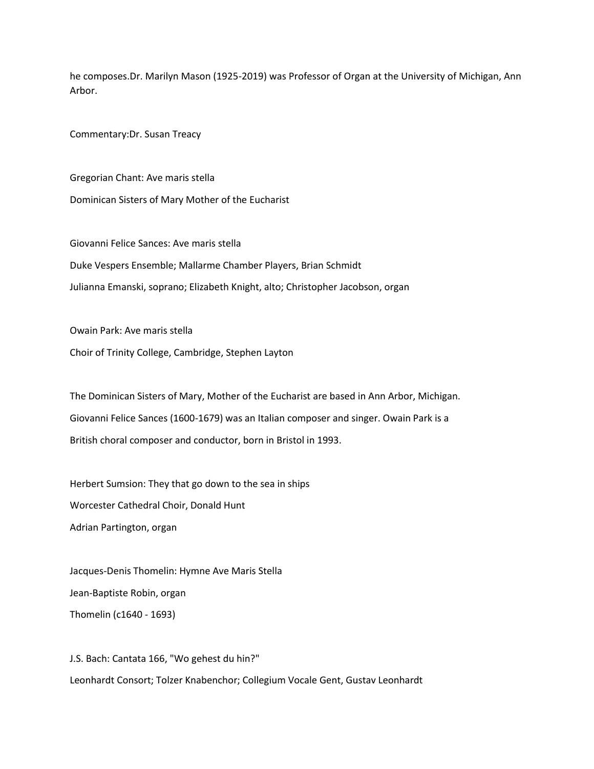he composes.Dr. Marilyn Mason (1925-2019) was Professor of Organ at the University of Michigan, Ann Arbor.

Commentary:Dr. Susan Treacy

Gregorian Chant: Ave maris stella

Dominican Sisters of Mary Mother of the Eucharist

Giovanni Felice Sances: Ave maris stella

Duke Vespers Ensemble; Mallarme Chamber Players, Brian Schmidt

Julianna Emanski, soprano; Elizabeth Knight, alto; Christopher Jacobson, organ

Owain Park: Ave maris stella

Choir of Trinity College, Cambridge, Stephen Layton

The Dominican Sisters of Mary, Mother of the Eucharist are based in Ann Arbor, Michigan.
Giovanni Felice Sances (1600-1679) was an Italian composer and singer. Owain Park is a
British choral composer and conductor, born in Bristol in 1993.

Herbert Sumsion: They that go down to the sea in ships

Worcester Cathedral Choir, Donald Hunt

Adrian Partington, organ

Jacques-Denis Thomelin: Hymne Ave Maris Stella

Jean-Baptiste Robin, organ

Thomelin (c1640 - 1693)

J.S. Bach: Cantata 166, "Wo gehest du hin?"

Leonhardt Consort; Tolzer Knabenchor; Collegium Vocale Gent, Gustav Leonhardt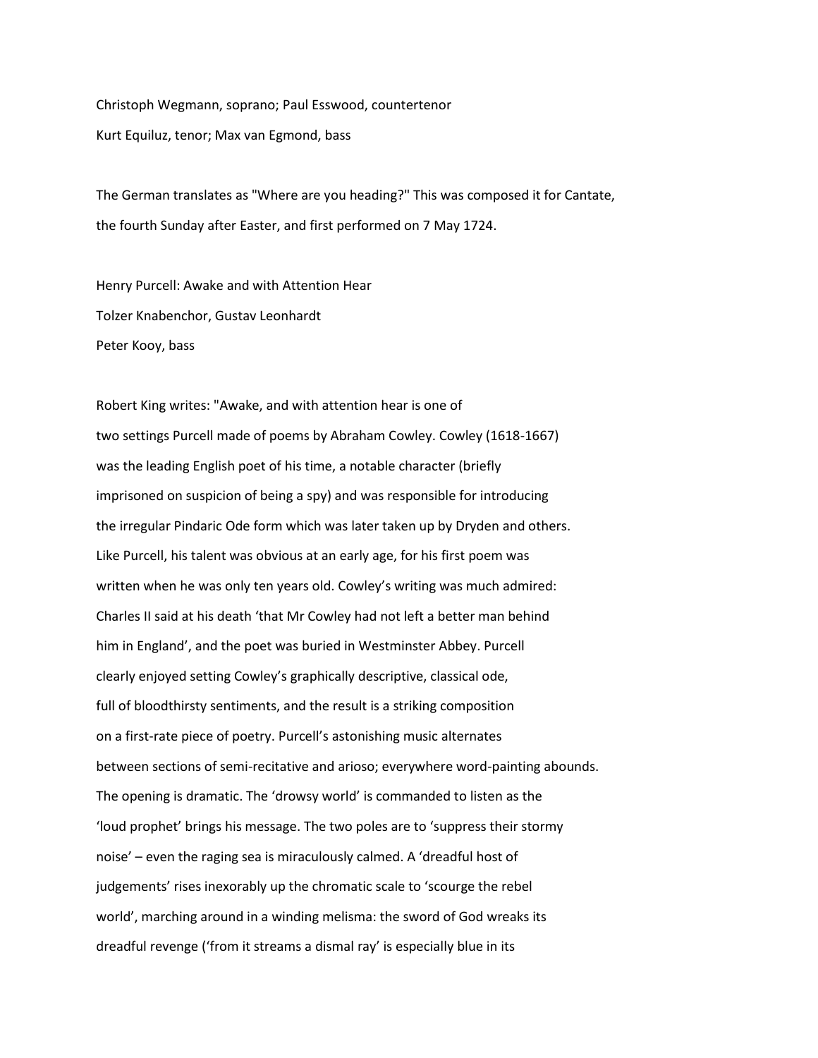Christoph Wegmann, soprano; Paul Esswood, countertenor

Kurt Equiluz, tenor; Max van Egmond, bass

The German translates as "Where are you heading?" This was composed it for Cantate, the fourth Sunday after Easter, and first performed on 7 May 1724.

Henry Purcell: Awake and with Attention Hear

Tolzer Knabenchor, Gustav Leonhardt

Peter Kooy, bass

Robert King writes: "Awake, and with attention hear is one of two settings Purcell made of poems by Abraham Cowley. Cowley (1618-1667) was the leading English poet of his time, a notable character (briefly imprisoned on suspicion of being a spy) and was responsible for introducing the irregular Pindaric Ode form which was later taken up by Dryden and others. Like Purcell, his talent was obvious at an early age, for his first poem was written when he was only ten years old. Cowley's writing was much admired: Charles II said at his death 'that Mr Cowley had not left a better man behind him in England', and the poet was buried in Westminster Abbey. Purcell clearly enjoyed setting Cowley's graphically descriptive, classical ode, full of bloodthirsty sentiments, and the result is a striking composition on a first-rate piece of poetry. Purcell's astonishing music alternates between sections of semi-recitative and arioso; everywhere word-painting abounds. The opening is dramatic. The 'drowsy world' is commanded to listen as the 'loud prophet' brings his message. The two poles are to 'suppress their stormy noise' – even the raging sea is miraculously calmed. A 'dreadful host of judgements' rises inexorably up the chromatic scale to 'scourge the rebel world', marching around in a winding melisma: the sword of God wreaks its dreadful revenge ('from it streams a dismal ray' is especially blue in its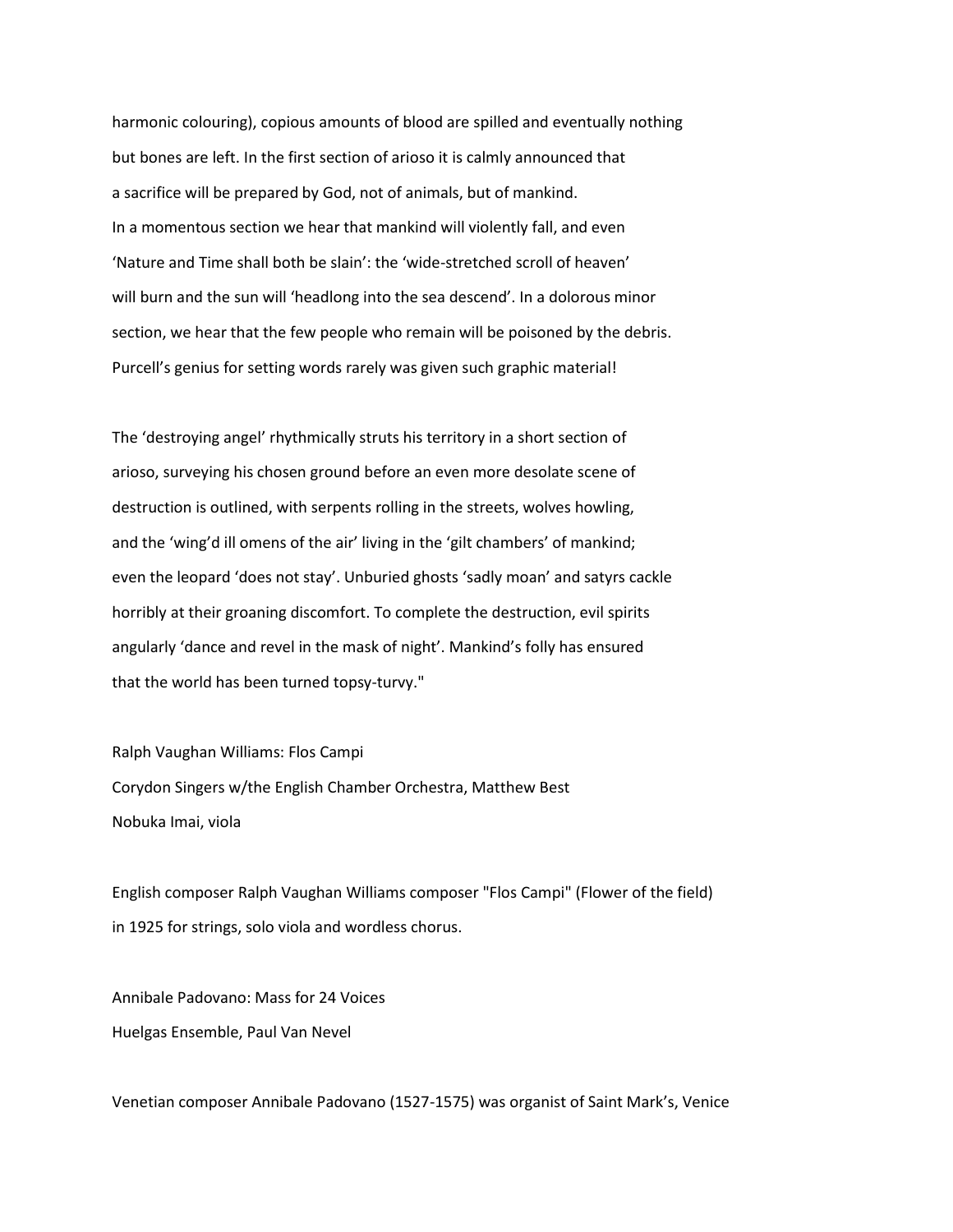harmonic colouring), copious amounts of blood are spilled and eventually nothing but bones are left. In the first section of arioso it is calmly announced that a sacrifice will be prepared by God, not of animals, but of mankind. In a momentous section we hear that mankind will violently fall, and even 'Nature and Time shall both be slain': the 'wide-stretched scroll of heaven' will burn and the sun will 'headlong into the sea descend'. In a dolorous minor section, we hear that the few people who remain will be poisoned by the debris. Purcell's genius for setting words rarely was given such graphic material!

The 'destroying angel' rhythmically struts his territory in a short section of arioso, surveying his chosen ground before an even more desolate scene of destruction is outlined, with serpents rolling in the streets, wolves howling, and the 'wing'd ill omens of the air' living in the 'gilt chambers' of mankind; even the leopard 'does not stay'. Unburied ghosts 'sadly moan' and satyrs cackle horribly at their groaning discomfort. To complete the destruction, evil spirits angularly 'dance and revel in the mask of night'. Mankind's folly has ensured that the world has been turned topsy-turvy."

Ralph Vaughan Williams: Flos Campi
Corydon Singers w/the English Chamber Orchestra, Matthew Best
Nobuka Imai, viola

English composer Ralph Vaughan Williams composer "Flos Campi" (Flower of the field) in 1925 for strings, solo viola and wordless chorus.

Annibale Padovano: Mass for 24 Voices
Huelgas Ensemble, Paul Van Nevel

Venetian composer Annibale Padovano (1527-1575) was organist of Saint Mark's, Venice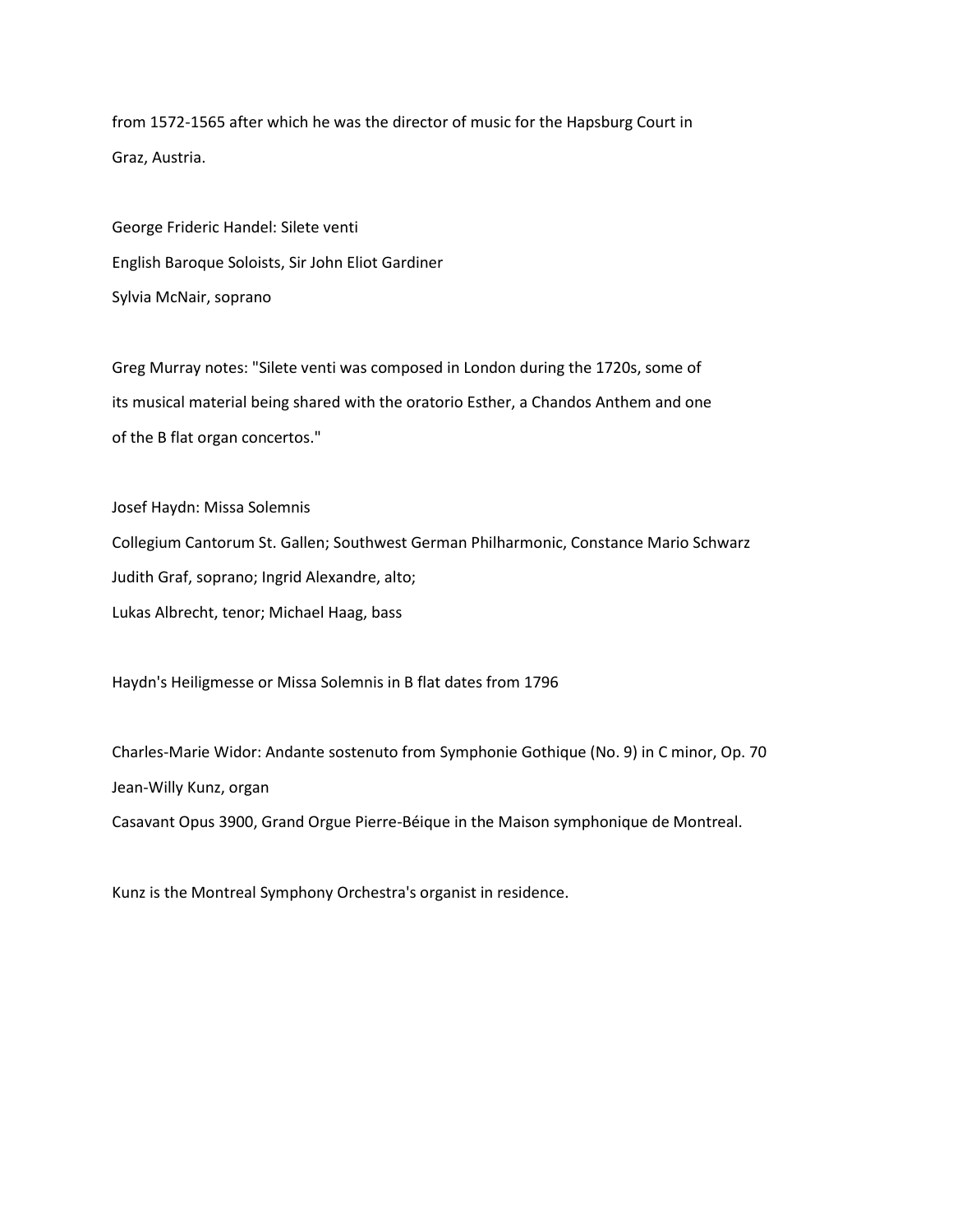from 1572-1565 after which he was the director of music for the Hapsburg Court in Graz, Austria.

George Frideric Handel: Silete venti
English Baroque Soloists, Sir John Eliot Gardiner
Sylvia McNair, soprano

Greg Murray notes: "Silete venti was composed in London during the 1720s, some of its musical material being shared with the oratorio Esther, a Chandos Anthem and one of the B flat organ concertos."

Josef Haydn: Missa Solemnis
Collegium Cantorum St. Gallen; Southwest German Philharmonic, Constance Mario Schwarz
Judith Graf, soprano; Ingrid Alexandre, alto;
Lukas Albrecht, tenor; Michael Haag, bass

Haydn's Heiligmesse or Missa Solemnis in B flat dates from 1796

Charles-Marie Widor: Andante sostenuto from Symphonie Gothique (No. 9) in C minor, Op. 70
Jean-Willy Kunz, organ
Casavant Opus 3900, Grand Orgue Pierre-Béique in the Maison symphonique de Montreal.

Kunz is the Montreal Symphony Orchestra's organist in residence.